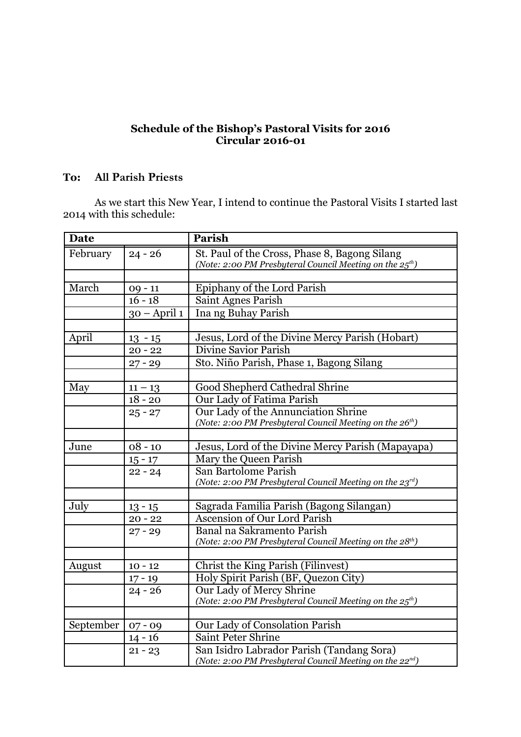**Schedule of the Bishop's Pastoral Visits for 2016**
**Circular 2016-01**

**To: All Parish Priests**

As we start this New Year, I intend to continue the Pastoral Visits I started last 2014 with this schedule:

| Date | | Parish |
|---|---|---|
| February | 24 - 26 | St. Paul of the Cross, Phase 8, Bagong Silang *(Note: 2:00 PM Presbyteral Council Meeting on the 25th)* |
| | | |
| March | 09 - 11 | Epiphany of the Lord Parish |
| | 16 - 18 | Saint Agnes Parish |
| | 30 – April 1 | Ina ng Buhay Parish |
| | | |
| April | 13 - 15 | Jesus, Lord of the Divine Mercy Parish (Hobart) |
| | 20 - 22 | Divine Savior Parish |
| | 27 - 29 | Sto. Niño Parish, Phase 1, Bagong Silang |
| | | |
| May | 11 – 13 | Good Shepherd Cathedral Shrine |
| | 18 - 20 | Our Lady of Fatima Parish |
| | 25 - 27 | Our Lady of the Annunciation Shrine *(Note: 2:00 PM Presbyteral Council Meeting on the 26th)* |
| | | |
| June | 08 - 10 | Jesus, Lord of the Divine Mercy Parish (Mapayapa) |
| | 15 - 17 | Mary the Queen Parish |
| | 22 - 24 | San Bartolome Parish *(Note: 2:00 PM Presbyteral Council Meeting on the 23rd)* |
| | | |
| July | 13 - 15 | Sagrada Familia Parish (Bagong Silangan) |
| | 20 - 22 | Ascension of Our Lord Parish |
| | 27 - 29 | Banal na Sakramento Parish *(Note: 2:00 PM Presbyteral Council Meeting on the 28th)* |
| | | |
| August | 10 - 12 | Christ the King Parish (Filinvest) |
| | 17 - 19 | Holy Spirit Parish (BF, Quezon City) |
| | 24 - 26 | Our Lady of Mercy Shrine *(Note: 2:00 PM Presbyteral Council Meeting on the 25th)* |
| | | |
| September | 07 - 09 | Our Lady of Consolation Parish |
| | 14 - 16 | Saint Peter Shrine |
| | 21 - 23 | San Isidro Labrador Parish (Tandang Sora) *(Note: 2:00 PM Presbyteral Council Meeting on the 22nd)* |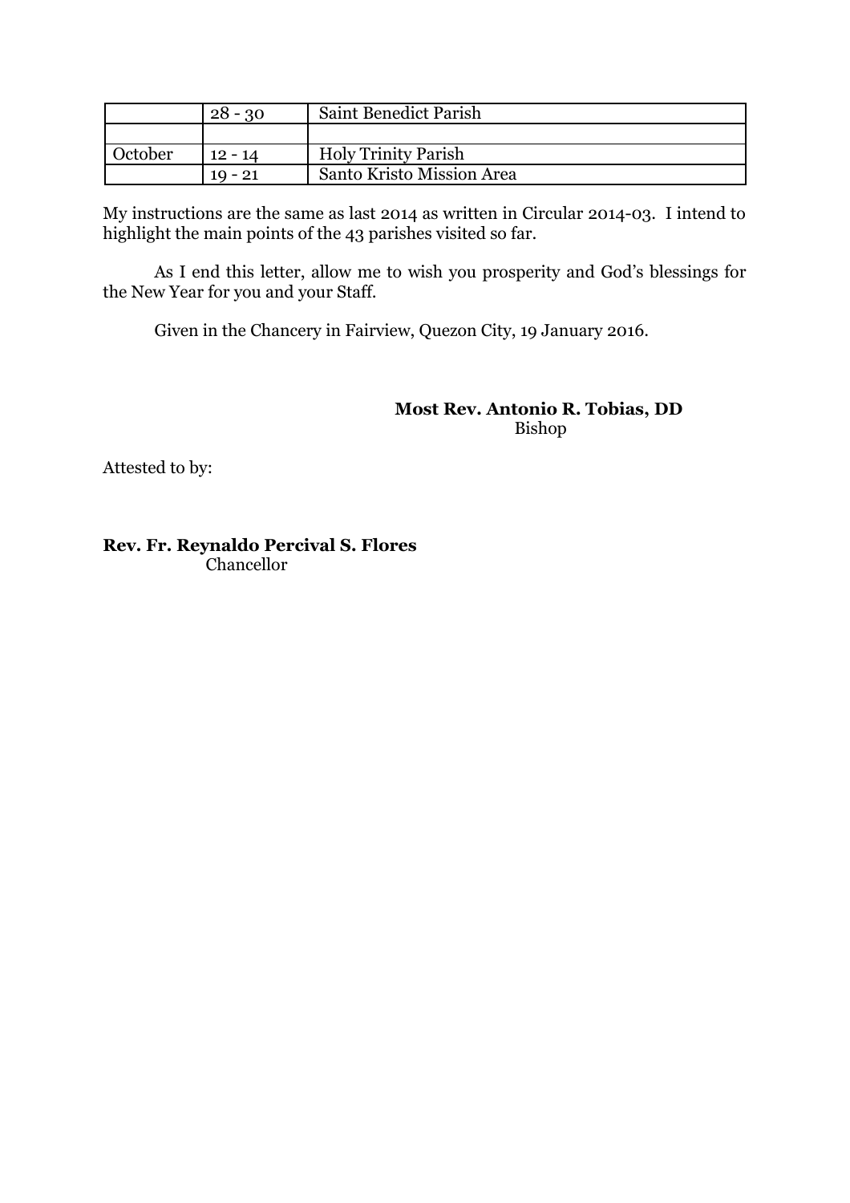| | | |
|---|---|---|
| | 28 - 30 | Saint Benedict Parish |
| | | |
| October | 12 - 14 | Holy Trinity Parish |
| | 19 - 21 | Santo Kristo Mission Area |

My instructions are the same as last 2014 as written in Circular 2014-03. I intend to highlight the main points of the 43 parishes visited so far.

As I end this letter, allow me to wish you prosperity and God's blessings for the New Year for you and your Staff.

Given in the Chancery in Fairview, Quezon City, 19 January 2016.

**Most Rev. Antonio R. Tobias, DD**
Bishop

Attested to by:

**Rev. Fr. Reynaldo Percival S. Flores**
Chancellor